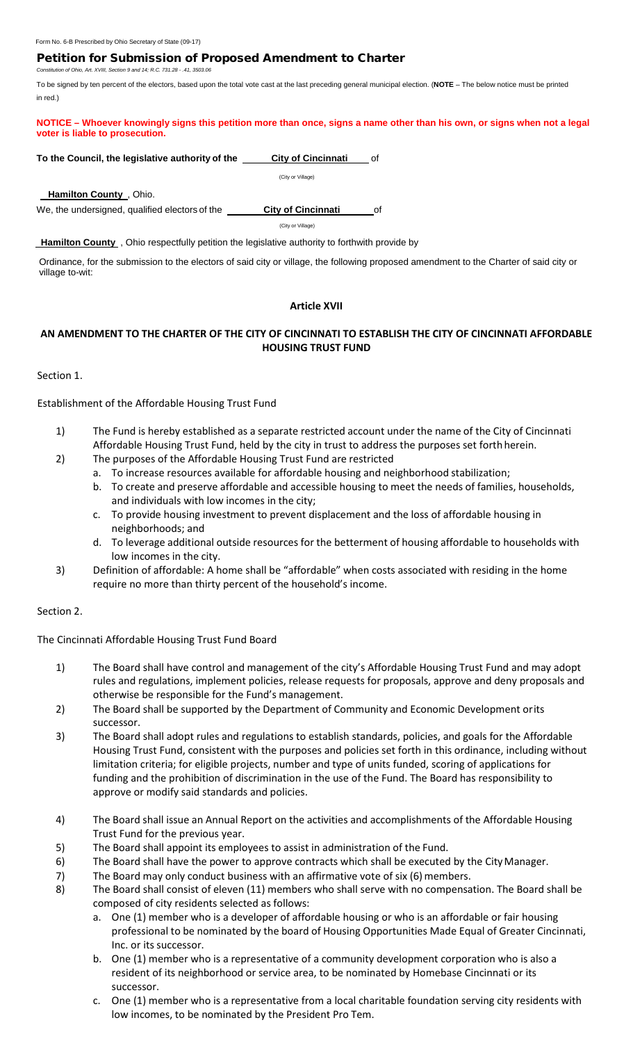Form No. 6-B Prescribed by Ohio Secretary of State (09-17)

# Petition for Submission of Proposed Amendment to Charter

*Constitution of Ohio, Art. XVIII, Section 9 and 14; R.C. 731.28 - .41, 3503.06*

To be signed by ten percent of the electors, based upon the total vote cast at the last preceding general municipal election. (**NOTE** – The below notice must be printed in red.)

**NOTICE – Whoever knowingly signs this petition more than once, signs a name other than his own, or signs when not a legal voter is liable to prosecution.**

**To the Council, the legislative authority of the** **City of Cincinnati** of
(City or Village)

**Hamilton County**, Ohio.

We, the undersigned, qualified electors of the **City of Cincinnati** of
(City or Village)

**Hamilton County**, Ohio respectfully petition the legislative authority to forthwith provide by

Ordinance, for the submission to the electors of said city or village, the following proposed amendment to the Charter of said city or village to-wit:

## Article XVII

## AN AMENDMENT TO THE CHARTER OF THE CITY OF CINCINNATI TO ESTABLISH THE CITY OF CINCINNATI AFFORDABLE HOUSING TRUST FUND

Section 1.

Establishment of the Affordable Housing Trust Fund

1) The Fund is hereby established as a separate restricted account under the name of the City of Cincinnati Affordable Housing Trust Fund, held by the city in trust to address the purposes set forth herein.
2) The purposes of the Affordable Housing Trust Fund are restricted
   a. To increase resources available for affordable housing and neighborhood stabilization;
   b. To create and preserve affordable and accessible housing to meet the needs of families, households, and individuals with low incomes in the city;
   c. To provide housing investment to prevent displacement and the loss of affordable housing in neighborhoods; and
   d. To leverage additional outside resources for the betterment of housing affordable to households with low incomes in the city.
3) Definition of affordable: A home shall be "affordable" when costs associated with residing in the home require no more than thirty percent of the household's income.

Section 2.

The Cincinnati Affordable Housing Trust Fund Board

1) The Board shall have control and management of the city's Affordable Housing Trust Fund and may adopt rules and regulations, implement policies, release requests for proposals, approve and deny proposals and otherwise be responsible for the Fund's management.
2) The Board shall be supported by the Department of Community and Economic Development orits successor.
3) The Board shall adopt rules and regulations to establish standards, policies, and goals for the Affordable Housing Trust Fund, consistent with the purposes and policies set forth in this ordinance, including without limitation criteria; for eligible projects, number and type of units funded, scoring of applications for funding and the prohibition of discrimination in the use of the Fund. The Board has responsibility to approve or modify said standards and policies.
4) The Board shall issue an Annual Report on the activities and accomplishments of the Affordable Housing Trust Fund for the previous year.
5) The Board shall appoint its employees to assist in administration of the Fund.
6) The Board shall have the power to approve contracts which shall be executed by the City Manager.
7) The Board may only conduct business with an affirmative vote of six (6) members.
8) The Board shall consist of eleven (11) members who shall serve with no compensation. The Board shall be composed of city residents selected as follows:
   a. One (1) member who is a developer of affordable housing or who is an affordable or fair housing professional to be nominated by the board of Housing Opportunities Made Equal of Greater Cincinnati, Inc. or its successor.
   b. One (1) member who is a representative of a community development corporation who is also a resident of its neighborhood or service area, to be nominated by Homebase Cincinnati or its successor.
   c. One (1) member who is a representative from a local charitable foundation serving city residents with low incomes, to be nominated by the President Pro Tem.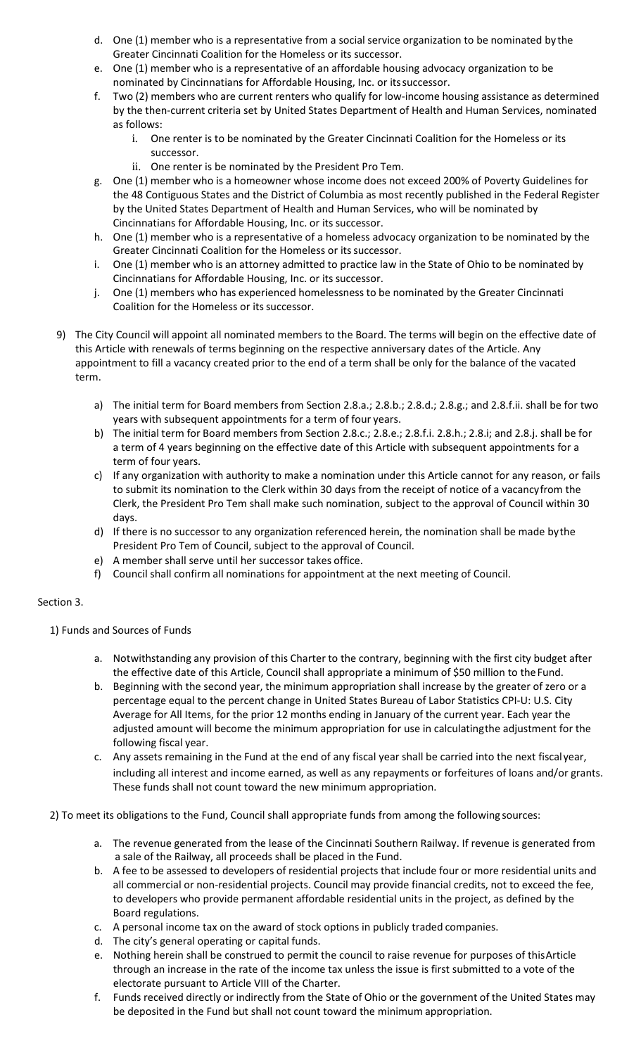d. One (1) member who is a representative from a social service organization to be nominated by the Greater Cincinnati Coalition for the Homeless or its successor.

e. One (1) member who is a representative of an affordable housing advocacy organization to be nominated by Cincinnatians for Affordable Housing, Inc. or its successor.

f. Two (2) members who are current renters who qualify for low-income housing assistance as determined by the then-current criteria set by United States Department of Health and Human Services, nominated as follows:

   i. One renter is to be nominated by the Greater Cincinnati Coalition for the Homeless or its successor.

   ii. One renter is be nominated by the President Pro Tem.

g. One (1) member who is a homeowner whose income does not exceed 200% of Poverty Guidelines for the 48 Contiguous States and the District of Columbia as most recently published in the Federal Register by the United States Department of Health and Human Services, who will be nominated by Cincinnatians for Affordable Housing, Inc. or its successor.

h. One (1) member who is a representative of a homeless advocacy organization to be nominated by the Greater Cincinnati Coalition for the Homeless or its successor.

i. One (1) member who is an attorney admitted to practice law in the State of Ohio to be nominated by Cincinnatians for Affordable Housing, Inc. or its successor.

j. One (1) members who has experienced homelessness to be nominated by the Greater Cincinnati Coalition for the Homeless or its successor.

9) The City Council will appoint all nominated members to the Board. The terms will begin on the effective date of this Article with renewals of terms beginning on the respective anniversary dates of the Article. Any appointment to fill a vacancy created prior to the end of a term shall be only for the balance of the vacated term.

   a) The initial term for Board members from Section 2.8.a.; 2.8.b.; 2.8.d.; 2.8.g.; and 2.8.f.ii. shall be for two years with subsequent appointments for a term of four years.

   b) The initial term for Board members from Section 2.8.c.; 2.8.e.; 2.8.f.i. 2.8.h.; 2.8.i; and 2.8.j. shall be for a term of 4 years beginning on the effective date of this Article with subsequent appointments for a term of four years.

   c) If any organization with authority to make a nomination under this Article cannot for any reason, or fails to submit its nomination to the Clerk within 30 days from the receipt of notice of a vacancy from the Clerk, the President Pro Tem shall make such nomination, subject to the approval of Council within 30 days.

   d) If there is no successor to any organization referenced herein, the nomination shall be made by the President Pro Tem of Council, subject to the approval of Council.

   e) A member shall serve until her successor takes office.

   f) Council shall confirm all nominations for appointment at the next meeting of Council.

Section 3.

1) Funds and Sources of Funds

   a. Notwithstanding any provision of this Charter to the contrary, beginning with the first city budget after the effective date of this Article, Council shall appropriate a minimum of $50 million to the Fund.

   b. Beginning with the second year, the minimum appropriation shall increase by the greater of zero or a percentage equal to the percent change in United States Bureau of Labor Statistics CPI-U: U.S. City Average for All Items, for the prior 12 months ending in January of the current year. Each year the adjusted amount will become the minimum appropriation for use in calculating the adjustment for the following fiscal year.

   c. Any assets remaining in the Fund at the end of any fiscal year shall be carried into the next fiscal year, including all interest and income earned, as well as any repayments or forfeitures of loans and/or grants. These funds shall not count toward the new minimum appropriation.

2) To meet its obligations to the Fund, Council shall appropriate funds from among the following sources:

   a. The revenue generated from the lease of the Cincinnati Southern Railway. If revenue is generated from a sale of the Railway, all proceeds shall be placed in the Fund.

   b. A fee to be assessed to developers of residential projects that include four or more residential units and all commercial or non-residential projects. Council may provide financial credits, not to exceed the fee, to developers who provide permanent affordable residential units in the project, as defined by the Board regulations.

   c. A personal income tax on the award of stock options in publicly traded companies.

   d. The city's general operating or capital funds.

   e. Nothing herein shall be construed to permit the council to raise revenue for purposes of this Article through an increase in the rate of the income tax unless the issue is first submitted to a vote of the electorate pursuant to Article VIII of the Charter.

   f. Funds received directly or indirectly from the State of Ohio or the government of the United States may be deposited in the Fund but shall not count toward the minimum appropriation.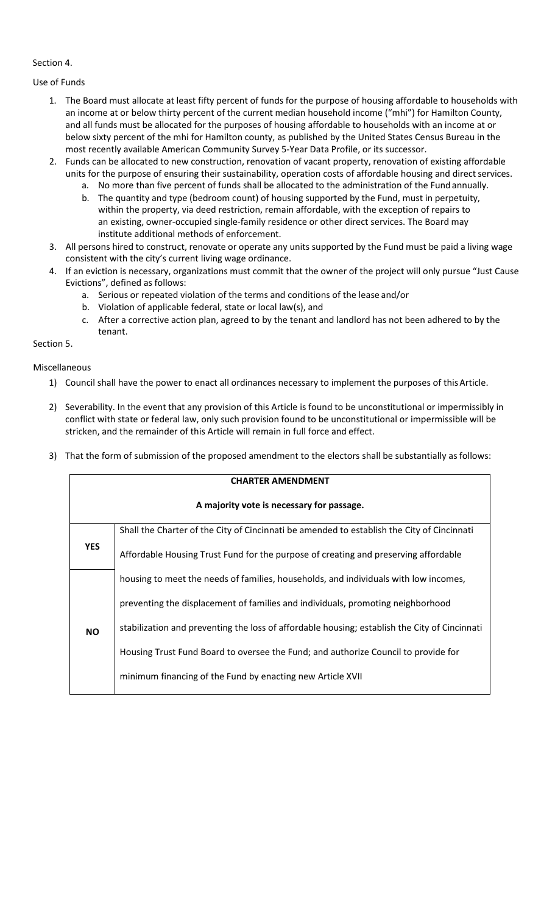Section 4.

Use of Funds

1. The Board must allocate at least fifty percent of funds for the purpose of housing affordable to households with an income at or below thirty percent of the current median household income ("mhi") for Hamilton County, and all funds must be allocated for the purposes of housing affordable to households with an income at or below sixty percent of the mhi for Hamilton county, as published by the United States Census Bureau in the most recently available American Community Survey 5-Year Data Profile, or its successor.
2. Funds can be allocated to new construction, renovation of vacant property, renovation of existing affordable units for the purpose of ensuring their sustainability, operation costs of affordable housing and direct services.
   a. No more than five percent of funds shall be allocated to the administration of the Fund annually.
   b. The quantity and type (bedroom count) of housing supported by the Fund, must in perpetuity, within the property, via deed restriction, remain affordable, with the exception of repairs to an existing, owner-occupied single-family residence or other direct services. The Board may institute additional methods of enforcement.
3. All persons hired to construct, renovate or operate any units supported by the Fund must be paid a living wage consistent with the city's current living wage ordinance.
4. If an eviction is necessary, organizations must commit that the owner of the project will only pursue "Just Cause Evictions", defined as follows:
   a. Serious or repeated violation of the terms and conditions of the lease and/or
   b. Violation of applicable federal, state or local law(s), and
   c. After a corrective action plan, agreed to by the tenant and landlord has not been adhered to by the tenant.

Section 5.

Miscellaneous

1) Council shall have the power to enact all ordinances necessary to implement the purposes of this Article.

2) Severability. In the event that any provision of this Article is found to be unconstitutional or impermissibly in conflict with state or federal law, only such provision found to be unconstitutional or impermissible will be stricken, and the remainder of this Article will remain in full force and effect.

3) That the form of submission of the proposed amendment to the electors shall be substantially as follows:

| **CHARTER AMENDMENT** | |
|---|---|
| **A majority vote is necessary for passage.** | |
| **YES** | Shall the Charter of the City of Cincinnati be amended to establish the City of Cincinnati Affordable Housing Trust Fund for the purpose of creating and preserving affordable housing to meet the needs of families, households, and individuals with low incomes, preventing the displacement of families and individuals, promoting neighborhood stabilization and preventing the loss of affordable housing; establish the City of Cincinnati Housing Trust Fund Board to oversee the Fund; and authorize Council to provide for minimum financing of the Fund by enacting new Article XVII |
| **NO** | |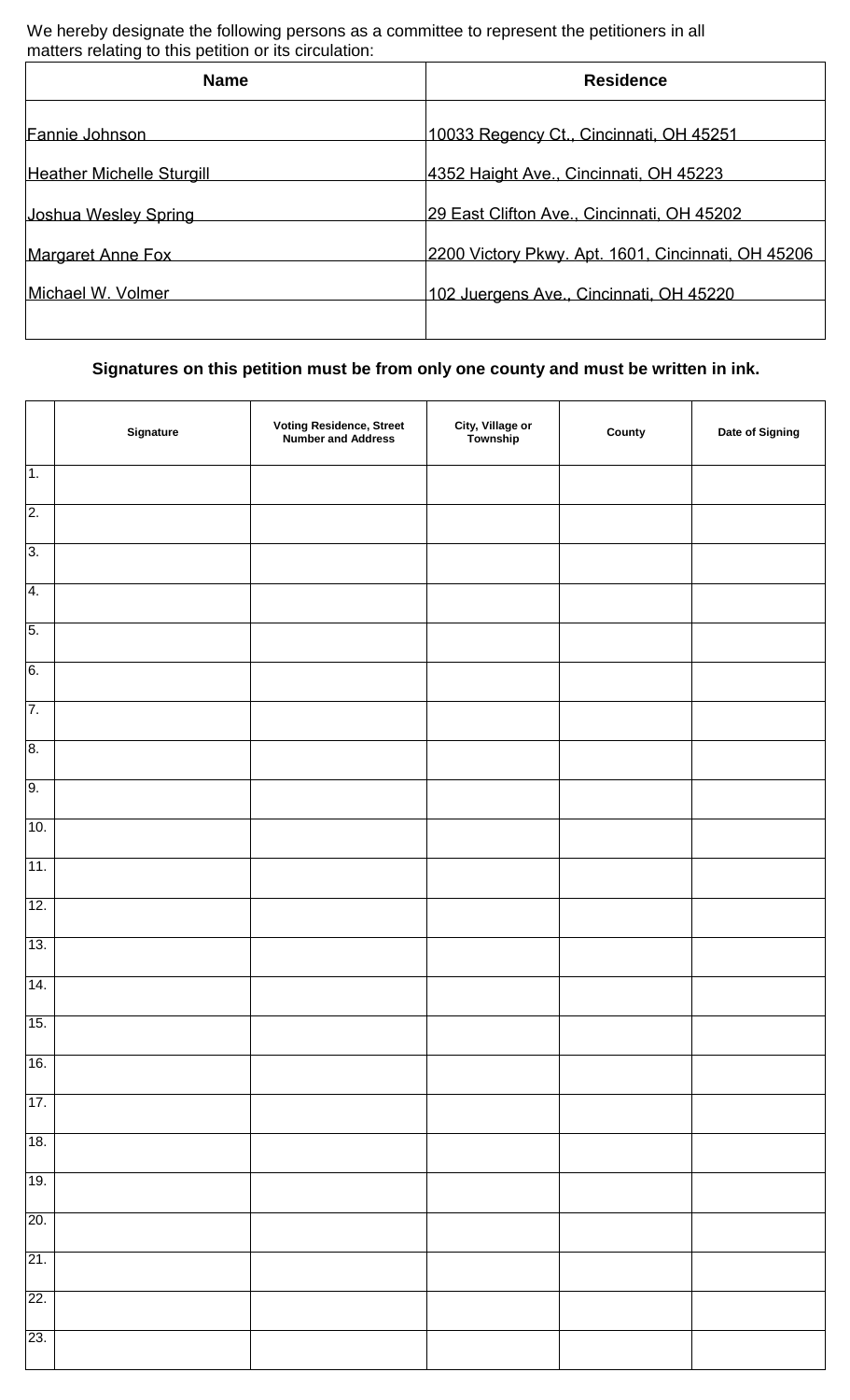We hereby designate the following persons as a committee to represent the petitioners in all matters relating to this petition or its circulation:

| Name | Residence |
|---|---|
| Fannie Johnson | 10033 Regency Ct., Cincinnati, OH 45251 |
| Heather Michelle Sturgill | 4352 Haight Ave., Cincinnati, OH 45223 |
| Joshua Wesley Spring | 29 East Clifton Ave., Cincinnati, OH 45202 |
| Margaret Anne Fox | 2200 Victory Pkwy. Apt. 1601, Cincinnati, OH 45206 |
| Michael W. Volmer | 102 Juergens Ave., Cincinnati, OH 45220 |
| | |

**Signatures on this petition must be from only one county and must be written in ink.**

| | Signature | Voting Residence, Street Number and Address | City, Village or Township | County | Date of Signing |
|---|---|---|---|---|---|
| 1. | | | | | |
| 2. | | | | | |
| 3. | | | | | |
| 4. | | | | | |
| 5. | | | | | |
| 6. | | | | | |
| 7. | | | | | |
| 8. | | | | | |
| 9. | | | | | |
| 10. | | | | | |
| 11. | | | | | |
| 12. | | | | | |
| 13. | | | | | |
| 14. | | | | | |
| 15. | | | | | |
| 16. | | | | | |
| 17. | | | | | |
| 18. | | | | | |
| 19. | | | | | |
| 20. | | | | | |
| 21. | | | | | |
| 22. | | | | | |
| 23. | | | | | |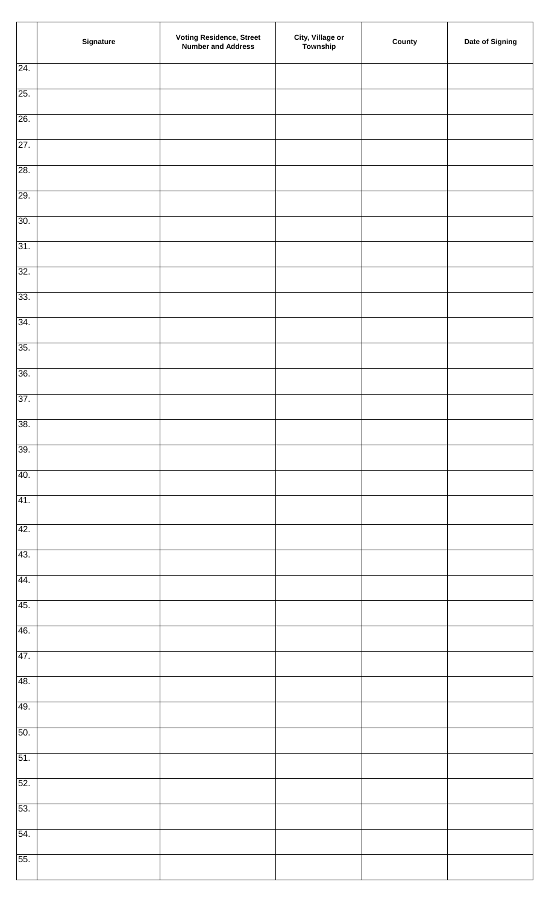| | Signature | Voting Residence, Street Number and Address | City, Village or Township | County | Date of Signing |
|---|---|---|---|---|---|
| 24. | | | | | |
| 25. | | | | | |
| 26. | | | | | |
| 27. | | | | | |
| 28. | | | | | |
| 29. | | | | | |
| 30. | | | | | |
| 31. | | | | | |
| 32. | | | | | |
| 33. | | | | | |
| 34. | | | | | |
| 35. | | | | | |
| 36. | | | | | |
| 37. | | | | | |
| 38. | | | | | |
| 39. | | | | | |
| 40. | | | | | |
| 41. | | | | | |
| 42. | | | | | |
| 43. | | | | | |
| 44. | | | | | |
| 45. | | | | | |
| 46. | | | | | |
| 47. | | | | | |
| 48. | | | | | |
| 49. | | | | | |
| 50. | | | | | |
| 51. | | | | | |
| 52. | | | | | |
| 53. | | | | | |
| 54. | | | | | |
| 55. | | | | | |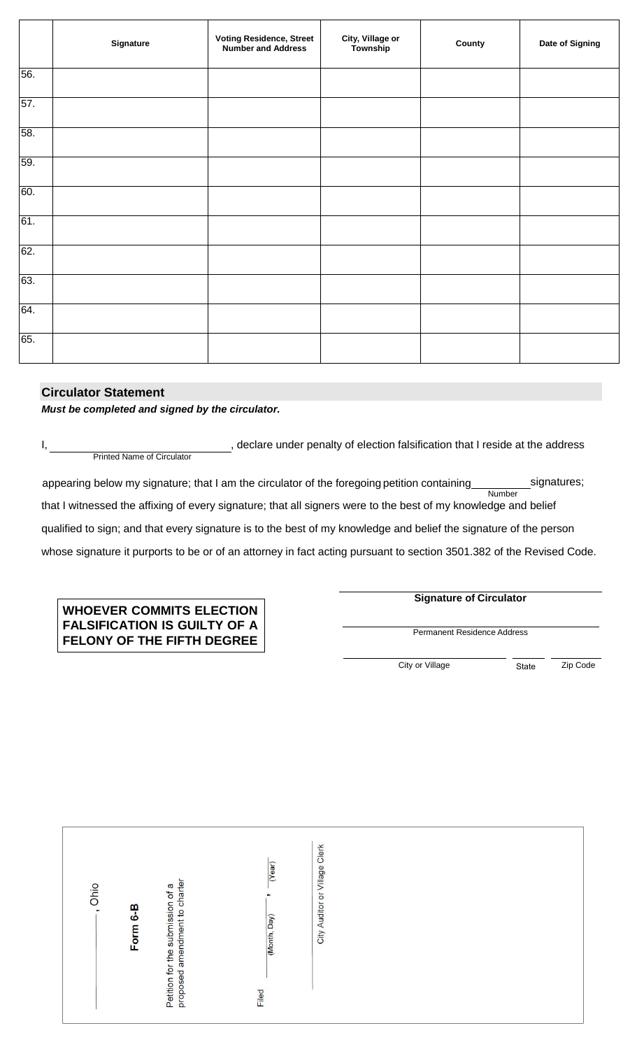| | Signature | Voting Residence, Street Number and Address | City, Village or Township | County | Date of Signing |
|---|---|---|---|---|---|
| 56. | | | | | |
| 57. | | | | | |
| 58. | | | | | |
| 59. | | | | | |
| 60. | | | | | |
| 61. | | | | | |
| 62. | | | | | |
| 63. | | | | | |
| 64. | | | | | |
| 65. | | | | | |

## Circulator Statement

***Must be completed and signed by the circulator.***

I, ______________________________ (Printed Name of Circulator), declare under penalty of election falsification that I reside at the address appearing below my signature; that I am the circulator of the foregoing petition containing __________ (Number) signatures; that I witnessed the affixing of every signature; that all signers were to the best of my knowledge and belief qualified to sign; and that every signature is to the best of my knowledge and belief the signature of the person whose signature it purports to be or of an attorney in fact acting pursuant to section 3501.382 of the Revised Code.

**WHOEVER COMMITS ELECTION FALSIFICATION IS GUILTY OF A FELONY OF THE FIFTH DEGREE**

______________________________
**Signature of Circulator**

______________________________
Permanent Residence Address

______________________ ______ ______
City or Village State Zip Code

______________, Ohio

**Form 6-B**

Petition for the submission of a proposed amendment to charter

Filed ______________ (Month, Day), ______ (Year)

______________________________
City Auditor or Village Clerk